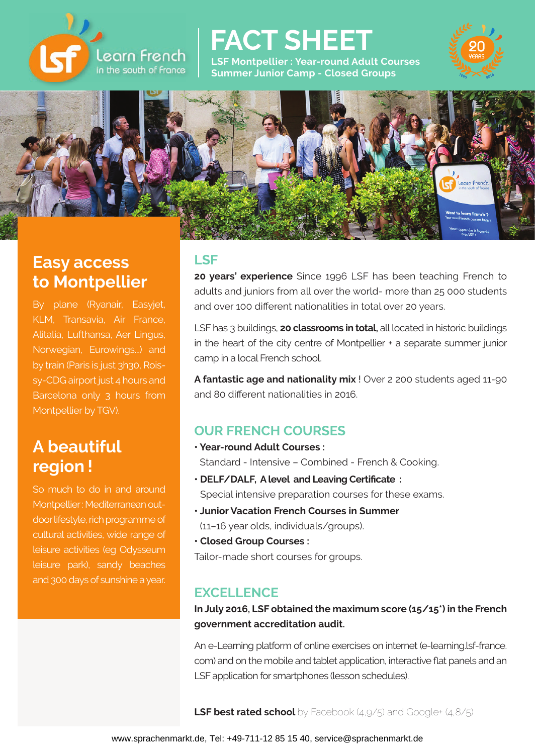# FACT SHEET

**LSF Montpellier : Year-round Adult Courses**
**Summer Junior Camp - Closed Groups**

## Easy access to Montpellier

By plane (Ryanair, Easyjet, KLM, Transavia, Air France, Alitalia, Lufthansa, Aer Lingus, Norwegian, Eurowings...) and by train (Paris is just 3h30, Roissy-CDG airport just 4 hours and Barcelona only 3 hours from Montpellier by TGV).

## A beautiful region !

So much to do in and around Montpellier : Mediterranean outdoor lifestyle, rich programme of cultural activities, wide range of leisure activities (eg Odysseum leisure park), sandy beaches and 300 days of sunshine a year.

## LSF

**20 years' experience** Since 1996 LSF has been teaching French to adults and juniors from all over the world- more than 25 000 students and over 100 different nationalities in total over 20 years.

LSF has 3 buildings, **20 classrooms in total,** all located in historic buildings in the heart of the city centre of Montpellier + a separate summer junior camp in a local French school.

**A fantastic age and nationality mix !** Over 2 200 students aged 11-90 and 80 different nationalities in 2016.

## OUR FRENCH COURSES

- **Year-round Adult Courses :**
  Standard - Intensive – Combined - French & Cooking.
- **DELF/DALF, A level and Leaving Certificate :**
  Special intensive preparation courses for these exams.
- **Junior Vacation French Courses in Summer**
  (11–16 year olds, individuals/groups).
- **Closed Group Courses :**
  Tailor-made short courses for groups.

## EXCELLENCE

**In July 2016, LSF obtained the maximum score (15/15*) in the French government accreditation audit.**

An e-Learning platform of online exercises on internet (e-learning.lsf-france.com) and on the mobile and tablet application, interactive flat panels and an LSF application for smartphones (lesson schedules).

**LSF best rated school** by Facebook (4,9/5) and Google+ (4,8/5)

www.sprachenmarkt.de, Tel: +49-711-12 85 15 40, service@sprachenmarkt.de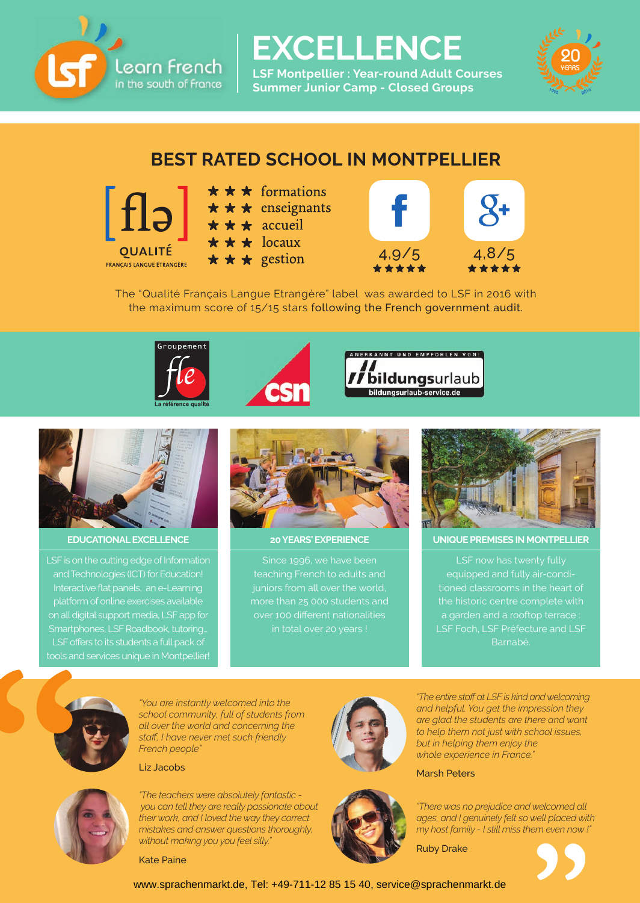Learn French in the south of France

# EXCELLENCE

**LSF Montpellier : Year-round Adult Courses**
**Summer Junior Camp - Closed Groups**

20 YEARS 1996 2016

## BEST RATED SCHOOL IN MONTPELLIER

[flə] QUALITÉ FRANÇAIS LANGUE ÉTRANGÈRE

★★★ formations
★★★ enseignants
★★★ accueil
★★★ locaux
★★★ gestion

f 4,9/5 ★★★★★

g+ 4,8/5 ★★★★★

The "Qualité Français Langue Etrangère" label was awarded to LSF in 2016 with the maximum score of 15/15 stars following the French government audit.

Groupement fle La référence qualité

csn

ANERKANNT UND EMPFOHLEN VON: bildungsurlaub bildungsurlaub-service.de

### EDUCATIONAL EXCELLENCE

LSF is on the cutting edge of Information and Technologies (ICT) for Education! Interactive flat panels, an e-Learning platform of online exercises available on all digital support media, LSF app for Smartphones, LSF Roadbook, tutoring... LSF offers to its students a full pack of tools and services unique in Montpellier!

### 20 YEARS' EXPERIENCE

Since 1996, we have been teaching French to adults and juniors from all over the world, more than 25 000 students and over 100 different nationalities in total over 20 years !

### UNIQUE PREMISES IN MONTPELLIER

LSF now has twenty fully equipped and fully air-conditioned classrooms in the heart of the historic centre complete with a garden and a rooftop terrace : LSF Foch, LSF Préfecture and LSF Barnabé.

*"You are instantly welcomed into the school community, full of students from all over the world and concerning the staff, I have never met such friendly French people"*

Liz Jacobs

*"The entire staff at LSF is kind and welcoming and helpful. You get the impression they are glad the students are there and want to help them not just with school issues, but in helping them enjoy the whole experience in France."*

Marsh Peters

*"The teachers were absolutely fantastic - you can tell they are really passionate about their work, and I loved the way they correct mistakes and answer questions thoroughly, without making you you feel silly."*

Kate Paine

*"There was no prejudice and welcomed all ages, and I genuinely felt so well placed with my host family - I still miss them even now !"*

Ruby Drake

www.sprachenmarkt.de, Tel: +49-711-12 85 15 40, service@sprachenmarkt.de